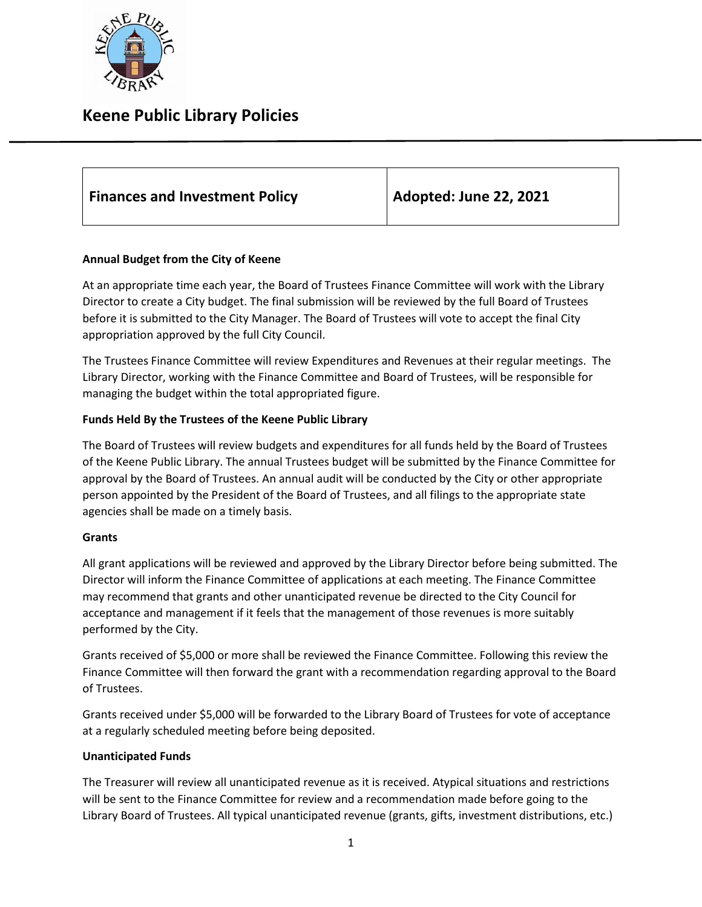# Keene Public Library Policies

| Finances and Investment Policy | Adopted: June 22, 2021 |
| --- | --- |

**Annual Budget from the City of Keene**

At an appropriate time each year, the Board of Trustees Finance Committee will work with the Library Director to create a City budget. The final submission will be reviewed by the full Board of Trustees before it is submitted to the City Manager. The Board of Trustees will vote to accept the final City appropriation approved by the full City Council.

The Trustees Finance Committee will review Expenditures and Revenues at their regular meetings. The Library Director, working with the Finance Committee and Board of Trustees, will be responsible for managing the budget within the total appropriated figure.

**Funds Held By the Trustees of the Keene Public Library**

The Board of Trustees will review budgets and expenditures for all funds held by the Board of Trustees of the Keene Public Library. The annual Trustees budget will be submitted by the Finance Committee for approval by the Board of Trustees. An annual audit will be conducted by the City or other appropriate person appointed by the President of the Board of Trustees, and all filings to the appropriate state agencies shall be made on a timely basis.

**Grants**

All grant applications will be reviewed and approved by the Library Director before being submitted. The Director will inform the Finance Committee of applications at each meeting. The Finance Committee may recommend that grants and other unanticipated revenue be directed to the City Council for acceptance and management if it feels that the management of those revenues is more suitably performed by the City.

Grants received of $5,000 or more shall be reviewed the Finance Committee. Following this review the Finance Committee will then forward the grant with a recommendation regarding approval to the Board of Trustees.

Grants received under $5,000 will be forwarded to the Library Board of Trustees for vote of acceptance at a regularly scheduled meeting before being deposited.

**Unanticipated Funds**

The Treasurer will review all unanticipated revenue as it is received. Atypical situations and restrictions will be sent to the Finance Committee for review and a recommendation made before going to the Library Board of Trustees. All typical unanticipated revenue (grants, gifts, investment distributions, etc.)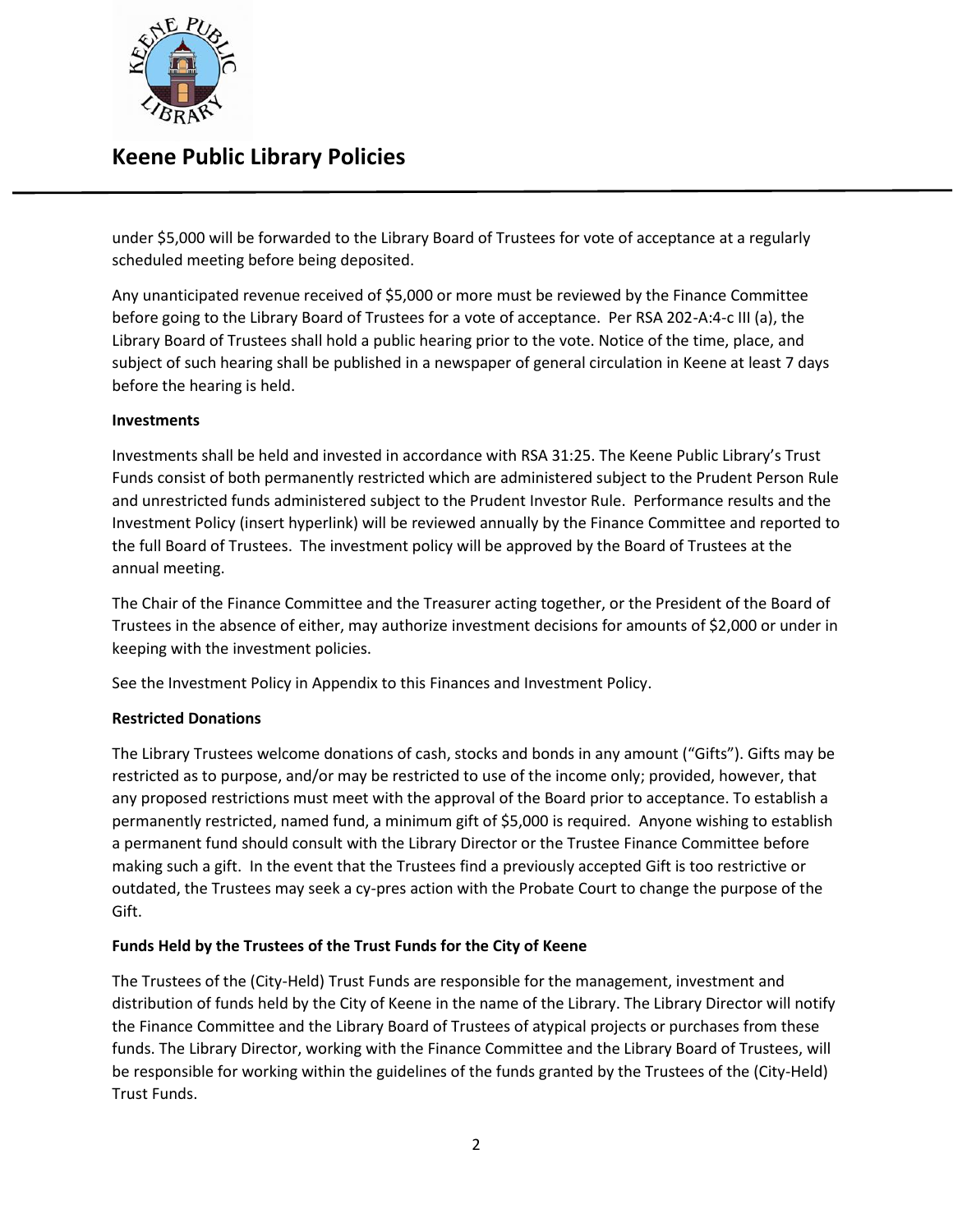under $5,000 will be forwarded to the Library Board of Trustees for vote of acceptance at a regularly scheduled meeting before being deposited.

Any unanticipated revenue received of $5,000 or more must be reviewed by the Finance Committee before going to the Library Board of Trustees for a vote of acceptance. Per RSA 202-A:4-c III (a), the Library Board of Trustees shall hold a public hearing prior to the vote. Notice of the time, place, and subject of such hearing shall be published in a newspaper of general circulation in Keene at least 7 days before the hearing is held.

**Investments**

Investments shall be held and invested in accordance with RSA 31:25. The Keene Public Library's Trust Funds consist of both permanently restricted which are administered subject to the Prudent Person Rule and unrestricted funds administered subject to the Prudent Investor Rule. Performance results and the Investment Policy (insert hyperlink) will be reviewed annually by the Finance Committee and reported to the full Board of Trustees. The investment policy will be approved by the Board of Trustees at the annual meeting.

The Chair of the Finance Committee and the Treasurer acting together, or the President of the Board of Trustees in the absence of either, may authorize investment decisions for amounts of $2,000 or under in keeping with the investment policies.

See the Investment Policy in Appendix to this Finances and Investment Policy.

**Restricted Donations**

The Library Trustees welcome donations of cash, stocks and bonds in any amount ("Gifts"). Gifts may be restricted as to purpose, and/or may be restricted to use of the income only; provided, however, that any proposed restrictions must meet with the approval of the Board prior to acceptance. To establish a permanently restricted, named fund, a minimum gift of $5,000 is required. Anyone wishing to establish a permanent fund should consult with the Library Director or the Trustee Finance Committee before making such a gift. In the event that the Trustees find a previously accepted Gift is too restrictive or outdated, the Trustees may seek a cy-pres action with the Probate Court to change the purpose of the Gift.

**Funds Held by the Trustees of the Trust Funds for the City of Keene**

The Trustees of the (City-Held) Trust Funds are responsible for the management, investment and distribution of funds held by the City of Keene in the name of the Library. The Library Director will notify the Finance Committee and the Library Board of Trustees of atypical projects or purchases from these funds. The Library Director, working with the Finance Committee and the Library Board of Trustees, will be responsible for working within the guidelines of the funds granted by the Trustees of the (City-Held) Trust Funds.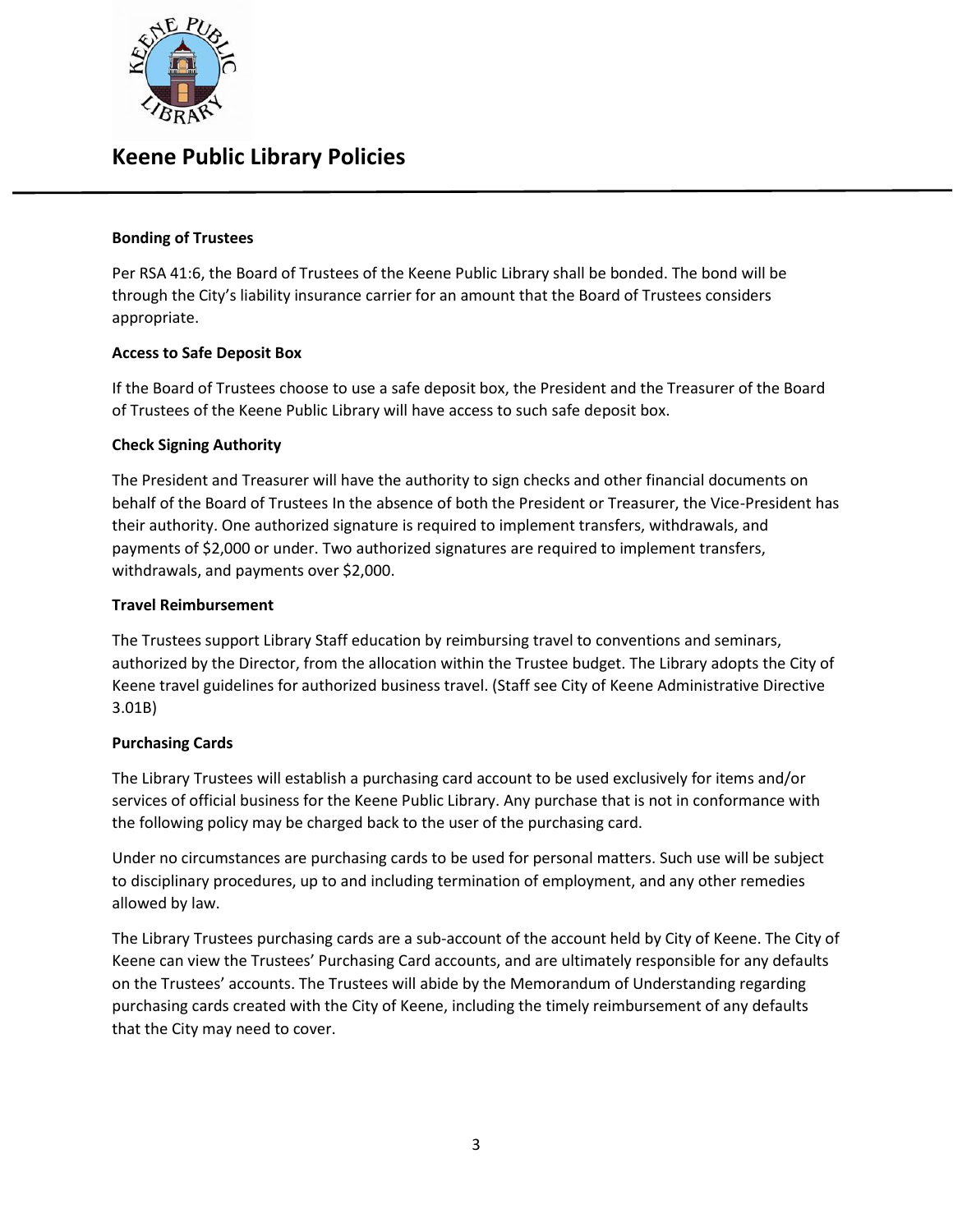#### Bonding of Trustees

Per RSA 41:6, the Board of Trustees of the Keene Public Library shall be bonded. The bond will be through the City's liability insurance carrier for an amount that the Board of Trustees considers appropriate.

#### Access to Safe Deposit Box

If the Board of Trustees choose to use a safe deposit box, the President and the Treasurer of the Board of Trustees of the Keene Public Library will have access to such safe deposit box.

#### Check Signing Authority

The President and Treasurer will have the authority to sign checks and other financial documents on behalf of the Board of Trustees In the absence of both the President or Treasurer, the Vice-President has their authority. One authorized signature is required to implement transfers, withdrawals, and payments of $2,000 or under. Two authorized signatures are required to implement transfers, withdrawals, and payments over $2,000.

#### Travel Reimbursement

The Trustees support Library Staff education by reimbursing travel to conventions and seminars, authorized by the Director, from the allocation within the Trustee budget. The Library adopts the City of Keene travel guidelines for authorized business travel. (Staff see City of Keene Administrative Directive 3.01B)

#### Purchasing Cards

The Library Trustees will establish a purchasing card account to be used exclusively for items and/or services of official business for the Keene Public Library. Any purchase that is not in conformance with the following policy may be charged back to the user of the purchasing card.

Under no circumstances are purchasing cards to be used for personal matters. Such use will be subject to disciplinary procedures, up to and including termination of employment, and any other remedies allowed by law.

The Library Trustees purchasing cards are a sub-account of the account held by City of Keene. The City of Keene can view the Trustees' Purchasing Card accounts, and are ultimately responsible for any defaults on the Trustees' accounts. The Trustees will abide by the Memorandum of Understanding regarding purchasing cards created with the City of Keene, including the timely reimbursement of any defaults that the City may need to cover.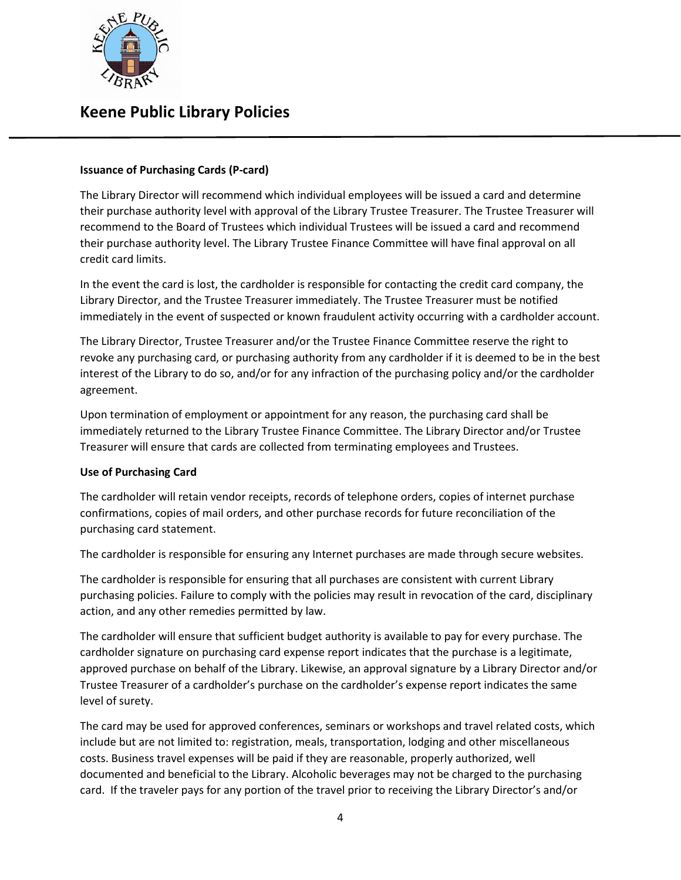**Issuance of Purchasing Cards (P-card)**

The Library Director will recommend which individual employees will be issued a card and determine their purchase authority level with approval of the Library Trustee Treasurer. The Trustee Treasurer will recommend to the Board of Trustees which individual Trustees will be issued a card and recommend their purchase authority level. The Library Trustee Finance Committee will have final approval on all credit card limits.

In the event the card is lost, the cardholder is responsible for contacting the credit card company, the Library Director, and the Trustee Treasurer immediately. The Trustee Treasurer must be notified immediately in the event of suspected or known fraudulent activity occurring with a cardholder account.

The Library Director, Trustee Treasurer and/or the Trustee Finance Committee reserve the right to revoke any purchasing card, or purchasing authority from any cardholder if it is deemed to be in the best interest of the Library to do so, and/or for any infraction of the purchasing policy and/or the cardholder agreement.

Upon termination of employment or appointment for any reason, the purchasing card shall be immediately returned to the Library Trustee Finance Committee. The Library Director and/or Trustee Treasurer will ensure that cards are collected from terminating employees and Trustees.

**Use of Purchasing Card**

The cardholder will retain vendor receipts, records of telephone orders, copies of internet purchase confirmations, copies of mail orders, and other purchase records for future reconciliation of the purchasing card statement.

The cardholder is responsible for ensuring any Internet purchases are made through secure websites.

The cardholder is responsible for ensuring that all purchases are consistent with current Library purchasing policies. Failure to comply with the policies may result in revocation of the card, disciplinary action, and any other remedies permitted by law.

The cardholder will ensure that sufficient budget authority is available to pay for every purchase. The cardholder signature on purchasing card expense report indicates that the purchase is a legitimate, approved purchase on behalf of the Library. Likewise, an approval signature by a Library Director and/or Trustee Treasurer of a cardholder's purchase on the cardholder's expense report indicates the same level of surety.

The card may be used for approved conferences, seminars or workshops and travel related costs, which include but are not limited to: registration, meals, transportation, lodging and other miscellaneous costs. Business travel expenses will be paid if they are reasonable, properly authorized, well documented and beneficial to the Library. Alcoholic beverages may not be charged to the purchasing card. If the traveler pays for any portion of the travel prior to receiving the Library Director's and/or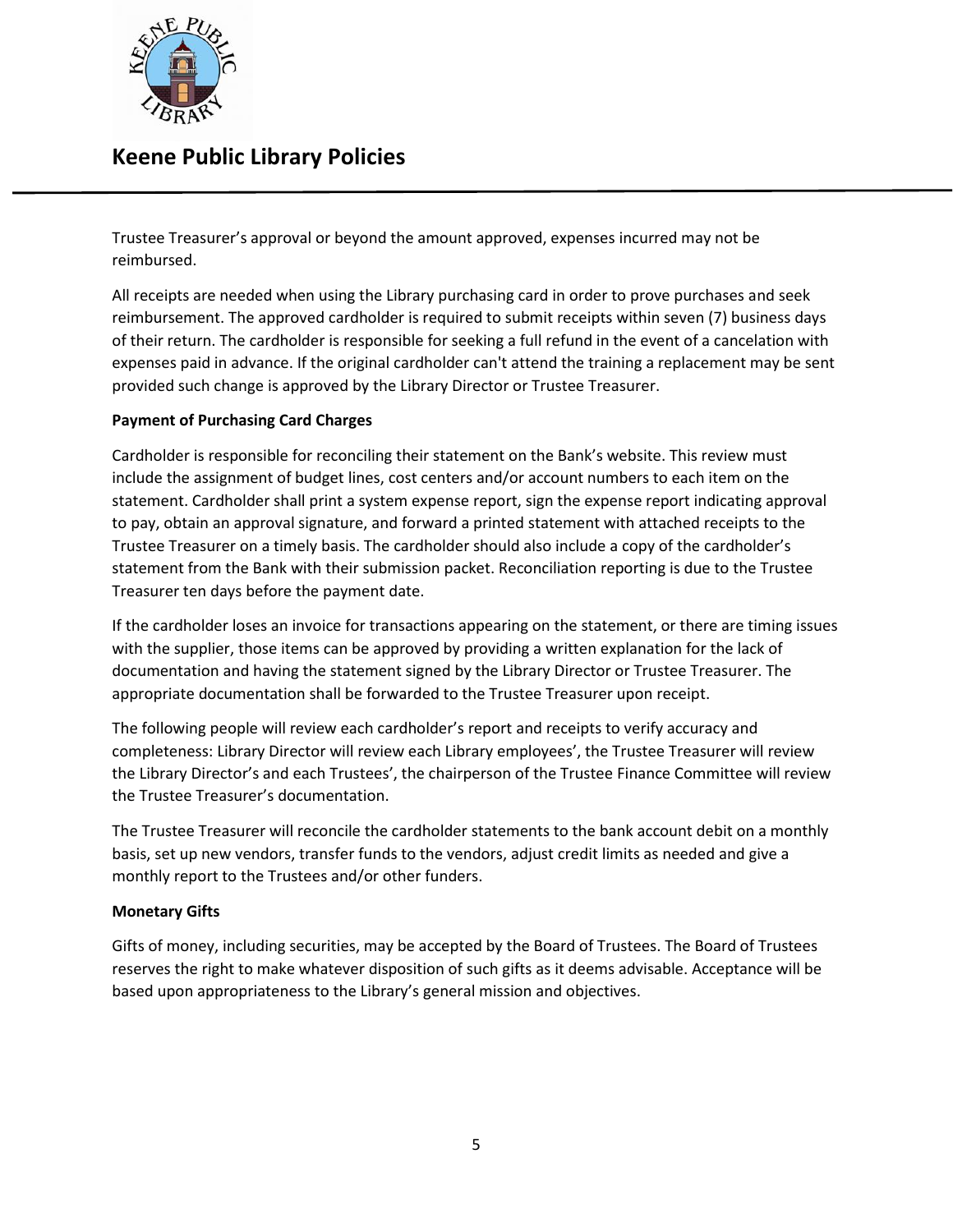Trustee Treasurer's approval or beyond the amount approved, expenses incurred may not be reimbursed.

All receipts are needed when using the Library purchasing card in order to prove purchases and seek reimbursement. The approved cardholder is required to submit receipts within seven (7) business days of their return. The cardholder is responsible for seeking a full refund in the event of a cancelation with expenses paid in advance. If the original cardholder can't attend the training a replacement may be sent provided such change is approved by the Library Director or Trustee Treasurer.

**Payment of Purchasing Card Charges**

Cardholder is responsible for reconciling their statement on the Bank's website. This review must include the assignment of budget lines, cost centers and/or account numbers to each item on the statement. Cardholder shall print a system expense report, sign the expense report indicating approval to pay, obtain an approval signature, and forward a printed statement with attached receipts to the Trustee Treasurer on a timely basis. The cardholder should also include a copy of the cardholder's statement from the Bank with their submission packet. Reconciliation reporting is due to the Trustee Treasurer ten days before the payment date.

If the cardholder loses an invoice for transactions appearing on the statement, or there are timing issues with the supplier, those items can be approved by providing a written explanation for the lack of documentation and having the statement signed by the Library Director or Trustee Treasurer. The appropriate documentation shall be forwarded to the Trustee Treasurer upon receipt.

The following people will review each cardholder's report and receipts to verify accuracy and completeness: Library Director will review each Library employees', the Trustee Treasurer will review the Library Director's and each Trustees', the chairperson of the Trustee Finance Committee will review the Trustee Treasurer's documentation.

The Trustee Treasurer will reconcile the cardholder statements to the bank account debit on a monthly basis, set up new vendors, transfer funds to the vendors, adjust credit limits as needed and give a monthly report to the Trustees and/or other funders.

**Monetary Gifts**

Gifts of money, including securities, may be accepted by the Board of Trustees. The Board of Trustees reserves the right to make whatever disposition of such gifts as it deems advisable. Acceptance will be based upon appropriateness to the Library's general mission and objectives.